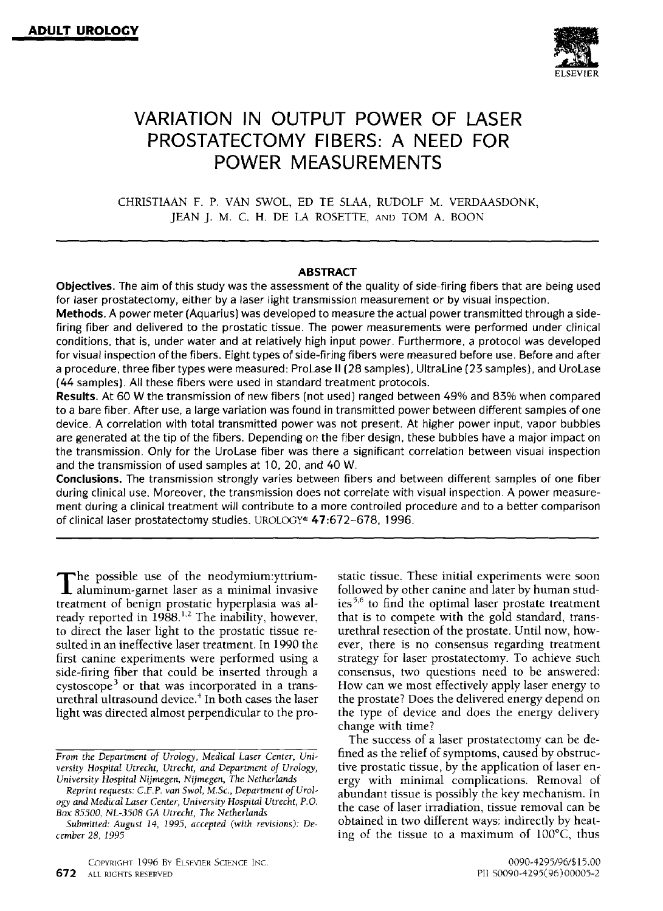ADULT UROLOGY

# VARIATION IN OUTPUT POWER OF LASER PROSTATECTOMY FIBERS: A NEED FOR POWER MEASUREMENTS

CHRISTIAAN F. P. VAN SWOL, ED TE SLAA, RUDOLF M. VERDAASDONK, JEAN J. M. C. H. DE LA ROSETTE, AND TOM A. BOON

## ABSTRACT

**Objectives.** The aim of this study was the assessment of the quality of side-firing fibers that are being used for laser prostatectomy, either by a laser light transmission measurement or by visual inspection.

**Methods.** A power meter (Aquarius) was developed to measure the actual power transmitted through a side-firing fiber and delivered to the prostatic tissue. The power measurements were performed under clinical conditions, that is, under water and at relatively high input power. Furthermore, a protocol was developed for visual inspection of the fibers. Eight types of side-firing fibers were measured before use. Before and after a procedure, three fiber types were measured: ProLase II (28 samples), UltraLine (23 samples), and UroLase (44 samples). All these fibers were used in standard treatment protocols.

**Results.** At 60 W the transmission of new fibers (not used) ranged between 49% and 83% when compared to a bare fiber. After use, a large variation was found in transmitted power between different samples of one device. A correlation with total transmitted power was not present. At higher power input, vapor bubbles are generated at the tip of the fibers. Depending on the fiber design, these bubbles have a major impact on the transmission. Only for the UroLase fiber was there a significant correlation between visual inspection and the transmission of used samples at 10, 20, and 40 W.

**Conclusions.** The transmission strongly varies between fibers and between different samples of one fiber during clinical use. Moreover, the transmission does not correlate with visual inspection. A power measurement during a clinical treatment will contribute to a more controlled procedure and to a better comparison of clinical laser prostatectomy studies. UROLOGY® **47**:672–678, 1996.

---

The possible use of the neodymium:yttrium-aluminum-garnet laser as a minimal invasive treatment of benign prostatic hyperplasia was already reported in 1988.[1,2] The inability, however, to direct the laser light to the prostatic tissue resulted in an ineffective laser treatment. In 1990 the first canine experiments were performed using a side-firing fiber that could be inserted through a cystoscope[3] or that was incorporated in a transurethral ultrasound device.[4] In both cases the laser light was directed almost perpendicular to the prostatic tissue. These initial experiments were soon followed by other canine and later by human studies[5,6] to find the optimal laser prostate treatment that is to compete with the gold standard, transurethral resection of the prostate. Until now, however, there is no consensus regarding treatment strategy for laser prostatectomy. To achieve such consensus, two questions need to be answered: How can we most effectively apply laser energy to the prostate? Does the delivered energy depend on the type of device and does the energy delivery change with time?

The success of a laser prostatectomy can be defined as the relief of symptoms, caused by obstructive prostatic tissue, by the application of laser energy with minimal complications. Removal of abundant tissue is possibly the key mechanism. In the case of laser irradiation, tissue removal can be obtained in two different ways: indirectly by heating of the tissue to a maximum of 100°C, thus

---

*From the Department of Urology, Medical Laser Center, University Hospital Utrecht, Utrecht, and Department of Urology, University Hospital Nijmegen, Nijmegen, The Netherlands*

*Reprint requests: C.F.P. van Swol, M.Sc., Department of Urology and Medical Laser Center, University Hospital Utrecht, P.O. Box 85500, NL-3508 GA Utrecht, The Netherlands*

*Submitted: August 14, 1995, accepted (with revisions): December 28, 1995*

COPYRIGHT 1996 BY ELSEVIER SCIENCE INC. ALL RIGHTS RESERVED

0090-4295/96/$15.00
PII S0090-4295(96)00005-2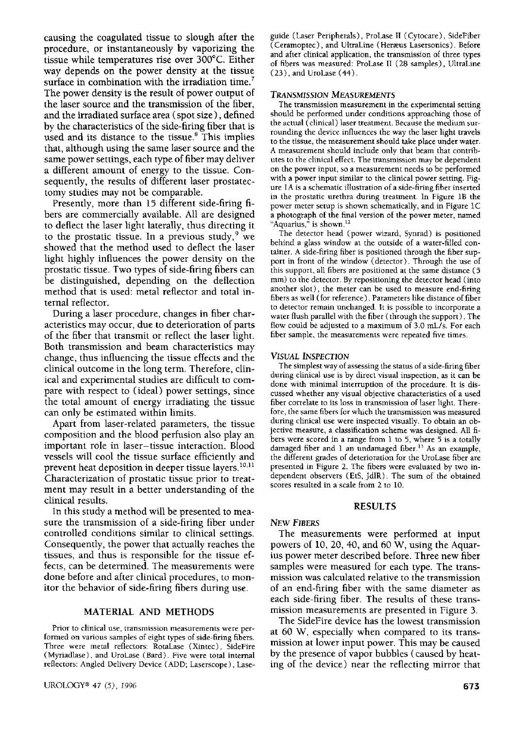causing the coagulated tissue to slough after the procedure, or instantaneously by vaporizing the tissue while temperatures rise over 300°C. Either way depends on the power density at the tissue surface in combination with the irradiation time.[7] The power density is the result of power output of the laser source and the transmission of the fiber, and the irradiated surface area (spot size), defined by the characteristics of the side-firing fiber that is used and its distance to the tissue.[8] This implies that, although using the same laser source and the same power settings, each type of fiber may deliver a different amount of energy to the tissue. Consequently, the results of different laser prostatectomy studies may not be comparable.

Presently, more than 15 different side-firing fibers are commercially available. All are designed to deflect the laser light laterally, thus directing it to the prostatic tissue. In a previous study,[9] we showed that the method used to deflect the laser light highly influences the power density on the prostatic tissue. Two types of side-firing fibers can be distinguished, depending on the deflection method that is used: metal reflector and total internal reflector.

During a laser procedure, changes in fiber characteristics may occur, due to deterioration of parts of the fiber that transmit or reflect the laser light. Both transmission and beam characteristics may change, thus influencing the tissue effects and the clinical outcome in the long term. Therefore, clinical and experimental studies are difficult to compare with respect to (ideal) power settings, since the total amount of energy irradiating the tissue can only be estimated within limits.

Apart from laser-related parameters, the tissue composition and the blood perfusion also play an important role in laser–tissue interaction. Blood vessels will cool the tissue surface efficiently and prevent heat deposition in deeper tissue layers.[10,11] Characterization of prostatic tissue prior to treatment may result in a better understanding of the clinical results.

In this study a method will be presented to measure the transmission of a side-firing fiber under controlled conditions similar to clinical settings. Consequently, the power that actually reaches the tissues, and thus is responsible for the tissue effects, can be determined. The measurements were done before and after clinical procedures, to monitor the behavior of side-firing fibers during use.

## MATERIAL AND METHODS

Prior to clinical use, transmission measurements were performed on various samples of eight types of side-firing fibers. Three were metal reflectors: RotaLase (Xintec), SideFire (Myriadlase), and UroLase (Bard). Five were total internal reflectors: Angled Delivery Device (ADD; Laserscope), Laseguide (Laser Peripherals), ProLase II (Cytocare), SideFiber (Ceramoptec), and UltraLine (Heræus Lasersonics). Before and after clinical application, the transmission of three types of fibers was measured: ProLase II (28 samples), UltraLine (23), and UroLase (44).

### *TRANSMISSION MEASUREMENTS*

The transmission measurement in the experimental setting should be performed under conditions approaching those of the actual (clinical) laser treatment. Because the medium surrounding the device influences the way the laser light travels to the tissue, the measurement should take place under water. A measurement should include only that beam that contributes to the clinical effect. The transmission may be dependent on the power input, so a measurement needs to be performed with a power input similar to the clinical power setting. Figure 1A is a schematic illustration of a side-firing fiber inserted in the prostatic urethra during treatment. In Figure 1B the power meter setup is shown schematically, and in Figure 1C a photograph of the final version of the power meter, named "Aquarius," is shown.[12]

The detector head (power wizard, Synrad) is positioned behind a glass window at the outside of a water-filled container. A side-firing fiber is positioned through the fiber support in front of the window (detector). Through the use of this support, all fibers are positioned at the same distance (5 mm) to the detector. By repositioning the detector head (into another slot), the meter can be used to measure end-firing fibers as well (for reference). Parameters like distance of fiber to detector remain unchanged. It is possible to incorporate a water flush parallel with the fiber (through the support). The flow could be adjusted to a maximum of 3.0 mL/s. For each fiber sample, the measurements were repeated five times.

### *VISUAL INSPECTION*

The simplest way of assessing the status of a side-firing fiber during clinical use is by direct visual inspection, as it can be done with minimal interruption of the procedure. It is discussed whether any visual objective characteristics of a used fiber correlate to its loss in transmission of laser light. Therefore, the same fibers for which the transmission was measured during clinical use were inspected visually. To obtain an objective measure, a classification scheme was designed. All fibers were scored in a range from 1 to 5, where 5 is a totally damaged fiber and 1 an undamaged fiber.[13] As an example, the different grades of deterioration for the UroLase fiber are presented in Figure 2. The fibers were evaluated by two independent observers (EtS, JdlR). The sum of the obtained scores resulted in a scale from 2 to 10.

## RESULTS

### *NEW FIBERS*

The measurements were performed at input powers of 10, 20, 40, and 60 W, using the Aquarius power meter described before. Three new fiber samples were measured for each type. The transmission was calculated relative to the transmission of an end-firing fiber with the same diameter as each side-firing fiber. The results of these transmission measurements are presented in Figure 3.

The SideFire device has the lowest transmission at 60 W, especially when compared to its transmission at lower input power. This may be caused by the presence of vapor bubbles (caused by heating of the device) near the reflecting mirror that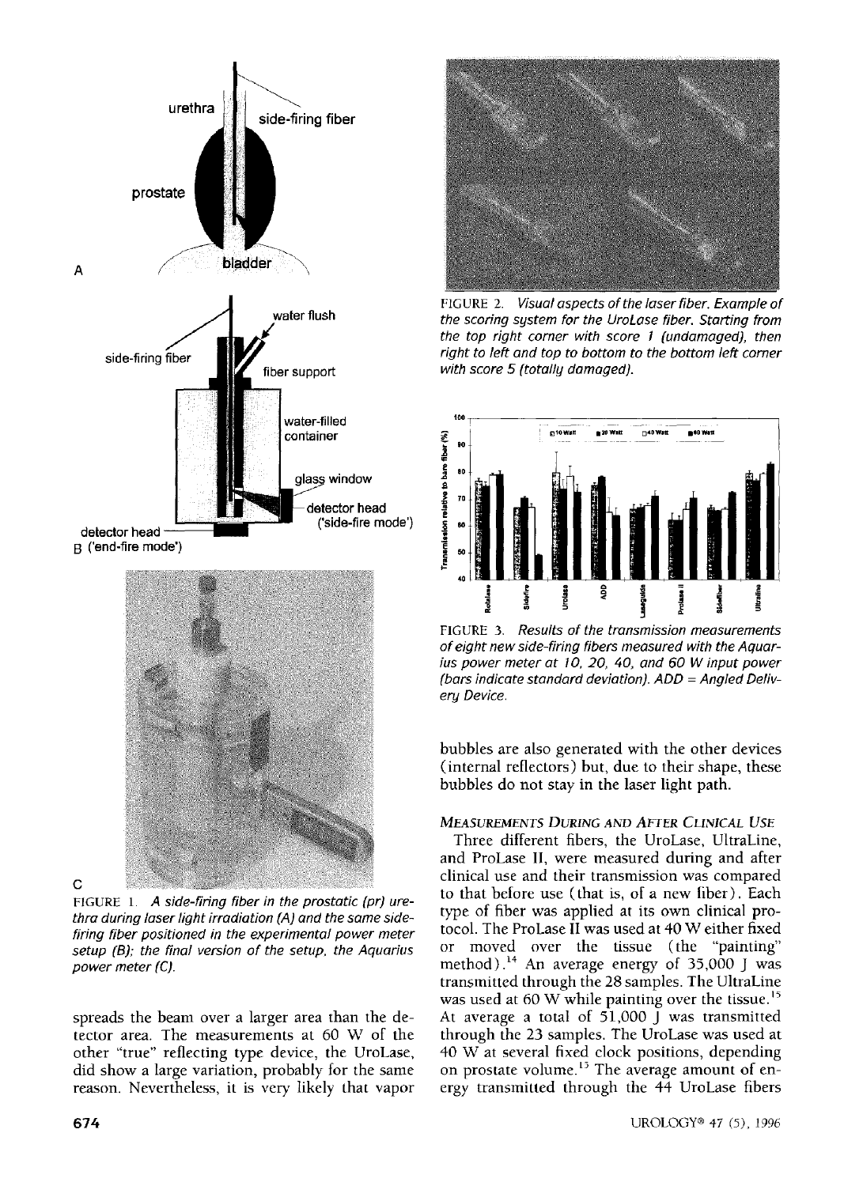FIGURE 1. *A side-firing fiber in the prostatic (pr) urethra during laser light irradiation (A) and the same side-firing fiber positioned in the experimental power meter setup (B); the final version of the setup, the Aquarius power meter (C).*

spreads the beam over a larger area than the detector area. The measurements at 60 W of the other "true" reflecting type device, the UroLase, did show a large variation, probably for the same reason. Nevertheless, it is very likely that vapor bubbles are also generated with the other devices (internal reflectors) but, due to their shape, these bubbles do not stay in the laser light path.

FIGURE 2. *Visual aspects of the laser fiber. Example of the scoring system for the UroLase fiber. Starting from the top right corner with score 1 (undamaged), then right to left and top to bottom to the bottom left corner with score 5 (totally damaged).*

FIGURE 3. *Results of the transmission measurements of eight new side-firing fibers measured with the Aquarius power meter at 10, 20, 40, and 60 W input power (bars indicate standard deviation). ADD = Angled Delivery Device.*

### *Measurements During and After Clinical Use*

Three different fibers, the UroLase, UltraLine, and ProLase II, were measured during and after clinical use and their transmission was compared to that before use (that is, of a new fiber). Each type of fiber was applied at its own clinical protocol. The ProLase II was used at 40 W either fixed or moved over the tissue (the "painting" method).[14] An average energy of 35,000 J was transmitted through the 28 samples. The UltraLine was used at 60 W while painting over the tissue.[15] At average a total of 51,000 J was transmitted through the 23 samples. The UroLase was used at 40 W at several fixed clock positions, depending on prostate volume.[13] The average amount of energy transmitted through the 44 UroLase fibers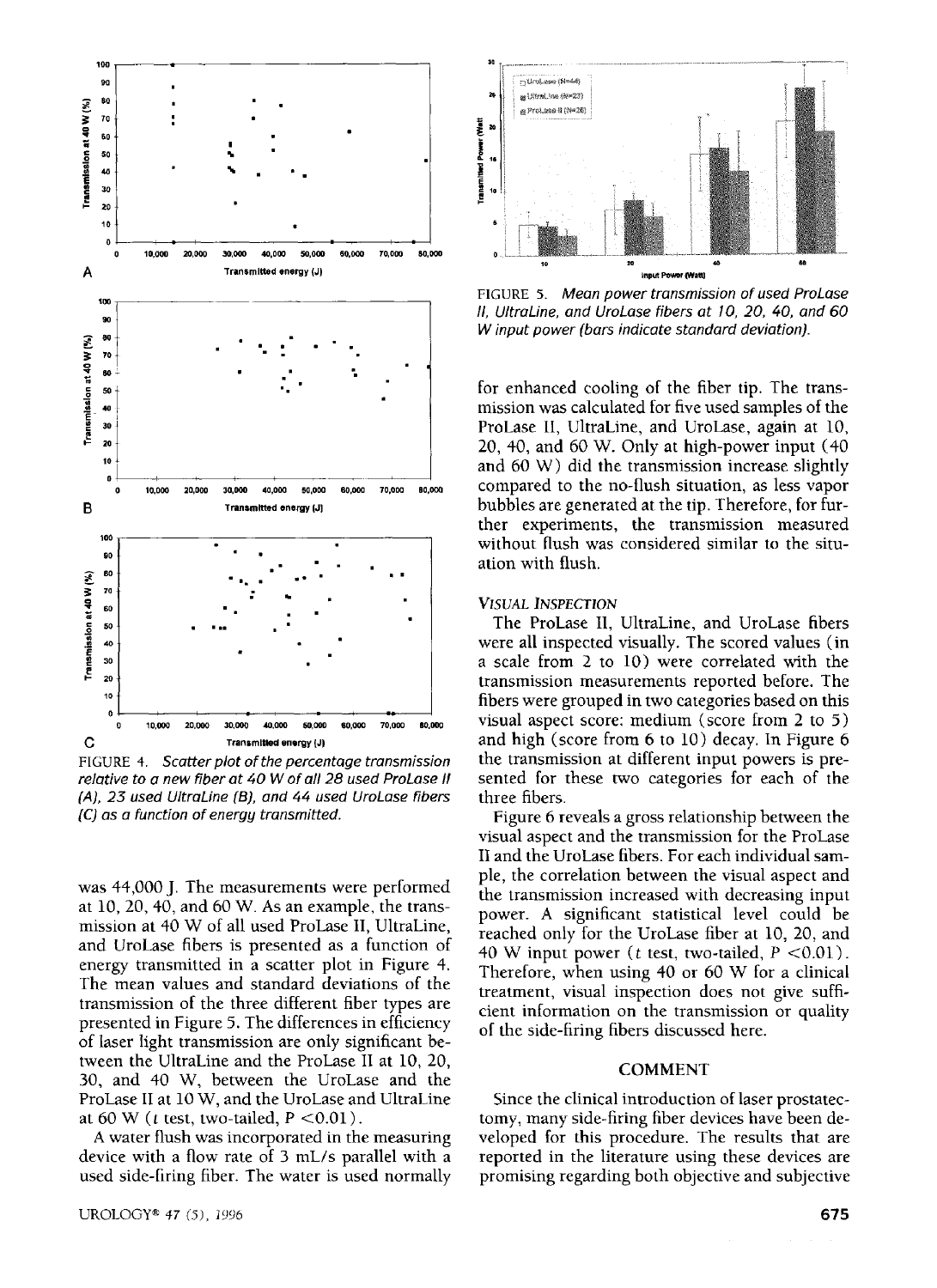FIGURE 4. *Scatter plot of the percentage transmission relative to a new fiber at 40 W of all 28 used ProLase II (A), 23 used UltraLine (B), and 44 used UroLase fibers (C) as a function of energy transmitted.*

was 44,000 J. The measurements were performed at 10, 20, 40, and 60 W. As an example, the transmission at 40 W of all used ProLase II, UltraLine, and UroLase fibers is presented as a function of energy transmitted in a scatter plot in Figure 4. The mean values and standard deviations of the transmission of the three different fiber types are presented in Figure 5. The differences in efficiency of laser light transmission are only significant between the UltraLine and the ProLase II at 10, 20, 30, and 40 W, between the UroLase and the ProLase II at 10 W, and the UroLase and UltraLine at 60 W ($t$ test, two-tailed, $P < 0.01$).

A water flush was incorporated in the measuring device with a flow rate of 3 mL/s parallel with a used side-firing fiber. The water is used normally

FIGURE 5. *Mean power transmission of used ProLase II, UltraLine, and UroLase fibers at 10, 20, 40, and 60 W input power (bars indicate standard deviation).*

for enhanced cooling of the fiber tip. The transmission was calculated for five used samples of the ProLase II, UltraLine, and UroLase, again at 10, 20, 40, and 60 W. Only at high-power input (40 and 60 W) did the transmission increase slightly compared to the no-flush situation, as less vapor bubbles are generated at the tip. Therefore, for further experiments, the transmission measured without flush was considered similar to the situation with flush.

### VISUAL INSPECTION

The ProLase II, UltraLine, and UroLase fibers were all inspected visually. The scored values (in a scale from 2 to 10) were correlated with the transmission measurements reported before. The fibers were grouped in two categories based on this visual aspect score: medium (score from 2 to 5) and high (score from 6 to 10) decay. In Figure 6 the transmission at different input powers is presented for these two categories for each of the three fibers.

Figure 6 reveals a gross relationship between the visual aspect and the transmission for the ProLase II and the UroLase fibers. For each individual sample, the correlation between the visual aspect and the transmission increased with decreasing input power. A significant statistical level could be reached only for the UroLase fiber at 10, 20, and 40 W input power ($t$ test, two-tailed, $P < 0.01$). Therefore, when using 40 or 60 W for a clinical treatment, visual inspection does not give sufficient information on the transmission or quality of the side-firing fibers discussed here.

## COMMENT

Since the clinical introduction of laser prostatectomy, many side-firing fiber devices have been developed for this procedure. The results that are reported in the literature using these devices are promising regarding both objective and subjective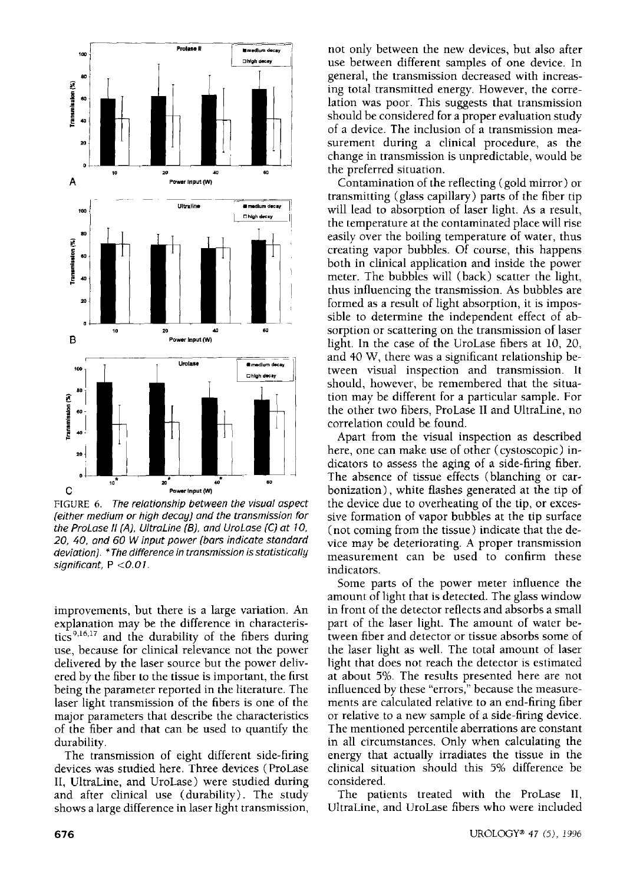FIGURE 6. *The relationship between the visual aspect (either medium or high decay) and the transmission for the ProLase II (A), UltraLine (B), and UroLase (C) at 10, 20, 40, and 60 W input power (bars indicate standard deviation). *The difference in transmission is statistically significant, P <0.01.*

improvements, but there is a large variation. An explanation may be the difference in characteristics[9,16,17] and the durability of the fibers during use, because for clinical relevance not the power delivered by the laser source but the power delivered by the fiber to the tissue is important, the first being the parameter reported in the literature. The laser light transmission of the fibers is one of the major parameters that describe the characteristics of the fiber and that can be used to quantify the durability.

The transmission of eight different side-firing devices was studied here. Three devices (ProLase II, UltraLine, and UroLase) were studied during and after clinical use (durability). The study shows a large difference in laser light transmission, not only between the new devices, but also after use between different samples of one device. In general, the transmission decreased with increasing total transmitted energy. However, the correlation was poor. This suggests that transmission should be considered for a proper evaluation study of a device. The inclusion of a transmission measurement during a clinical procedure, as the change in transmission is unpredictable, would be the preferred situation.

Contamination of the reflecting (gold mirror) or transmitting (glass capillary) parts of the fiber tip will lead to absorption of laser light. As a result, the temperature at the contaminated place will rise easily over the boiling temperature of water, thus creating vapor bubbles. Of course, this happens both in clinical application and inside the power meter. The bubbles will (back) scatter the light, thus influencing the transmission. As bubbles are formed as a result of light absorption, it is impossible to determine the independent effect of absorption or scattering on the transmission of laser light. In the case of the UroLase fibers at 10, 20, and 40 W, there was a significant relationship between visual inspection and transmission. It should, however, be remembered that the situation may be different for a particular sample. For the other two fibers, ProLase II and UltraLine, no correlation could be found.

Apart from the visual inspection as described here, one can make use of other (cystoscopic) indicators to assess the aging of a side-firing fiber. The absence of tissue effects (blanching or carbonization), white flashes generated at the tip of the device due to overheating of the tip, or excessive formation of vapor bubbles at the tip surface (not coming from the tissue) indicate that the device may be deteriorating. A proper transmission measurement can be used to confirm these indicators.

Some parts of the power meter influence the amount of light that is detected. The glass window in front of the detector reflects and absorbs a small part of the laser light. The amount of water between fiber and detector or tissue absorbs some of the laser light as well. The total amount of laser light that does not reach the detector is estimated at about 5%. The results presented here are not influenced by these "errors," because the measurements are calculated relative to an end-firing fiber or relative to a new sample of a side-firing device. The mentioned percentile aberrations are constant in all circumstances. Only when calculating the energy that actually irradiates the tissue in the clinical situation should this 5% difference be considered.

The patients treated with the ProLase II, UltraLine, and UroLase fibers who were included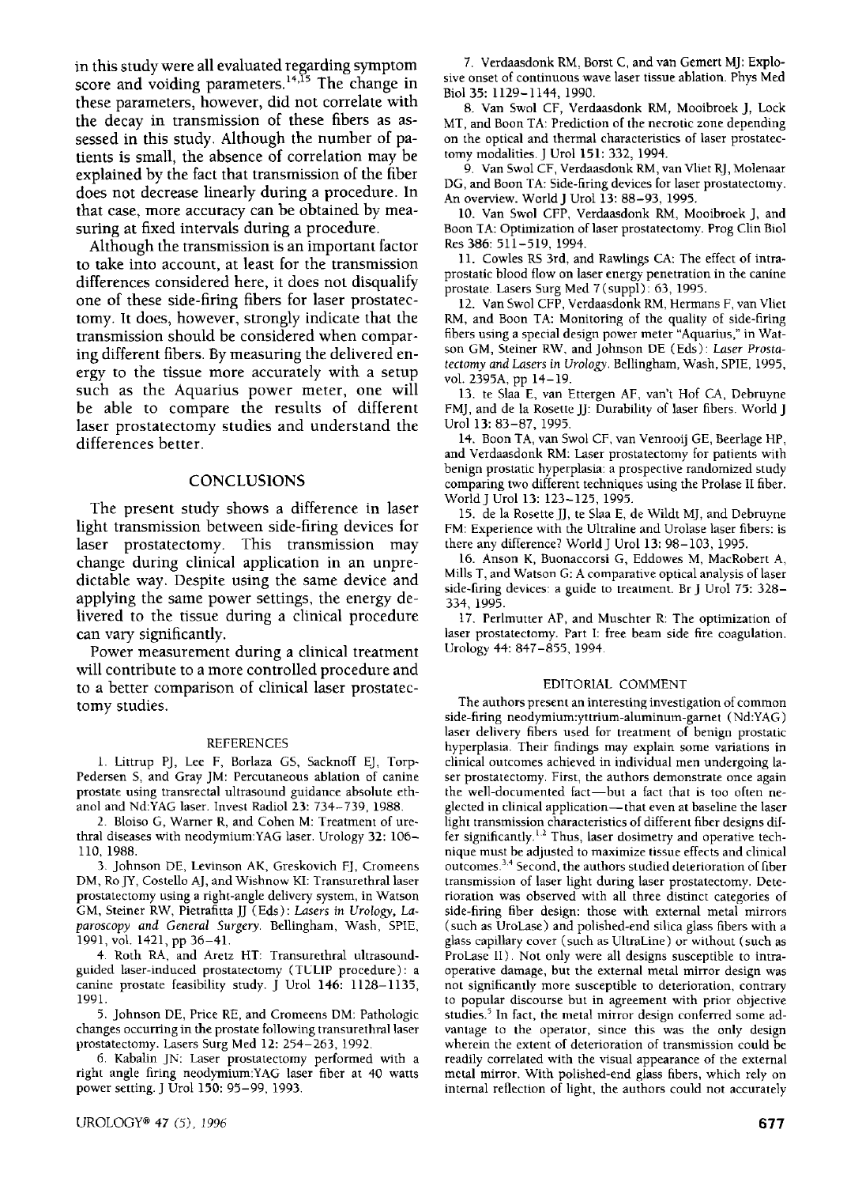in this study were all evaluated regarding symptom score and voiding parameters.[14,15] The change in these parameters, however, did not correlate with the decay in transmission of these fibers as assessed in this study. Although the number of patients is small, the absence of correlation may be explained by the fact that transmission of the fiber does not decrease linearly during a procedure. In that case, more accuracy can be obtained by measuring at fixed intervals during a procedure.

Although the transmission is an important factor to take into account, at least for the transmission differences considered here, it does not disqualify one of these side-firing fibers for laser prostatectomy. It does, however, strongly indicate that the transmission should be considered when comparing different fibers. By measuring the delivered energy to the tissue more accurately with a setup such as the Aquarius power meter, one will be able to compare the results of different laser prostatectomy studies and understand the differences better.

## CONCLUSIONS

The present study shows a difference in laser light transmission between side-firing devices for laser prostatectomy. This transmission may change during clinical application in an unpredictable way. Despite using the same device and applying the same power settings, the energy delivered to the tissue during a clinical procedure can vary significantly.

Power measurement during a clinical treatment will contribute to a more controlled procedure and to a better comparison of clinical laser prostatectomy studies.

### REFERENCES

1. Littrup PJ, Lee F, Borlaza GS, Sacknoff EJ, Torp-Pedersen S, and Gray JM: Percutaneous ablation of canine prostate using transrectal ultrasound guidance absolute ethanol and Nd:YAG laser. Invest Radiol 23: 734–739, 1988.
2. Bloiso G, Warner R, and Cohen M: Treatment of urethral diseases with neodymium:YAG laser. Urology 32: 106–110, 1988.
3. Johnson DE, Levinson AK, Greskovich FJ, Cromeens DM, Ro JY, Costello AJ, and Wishnow KI: Transurethral laser prostatectomy using a right-angle delivery system, in Watson GM, Steiner RW, Pietrafitta JJ (Eds): *Lasers in Urology, Laparoscopy and General Surgery*. Bellingham, Wash, SPIE, 1991, vol. 1421, pp 36–41.
4. Roth RA, and Aretz HT: Transurethral ultrasound-guided laser-induced prostatectomy (TULIP procedure): a canine prostate feasibility study. J Urol 146: 1128–1135, 1991.
5. Johnson DE, Price RE, and Cromeens DM: Pathologic changes occurring in the prostate following transurethral laser prostatectomy. Lasers Surg Med 12: 254–263, 1992.
6. Kabalin JN: Laser prostatectomy performed with a right angle firing neodymium:YAG laser fiber at 40 watts power setting. J Urol 150: 95–99, 1993.
7. Verdaasdonk RM, Borst C, and van Gemert MJ: Explosive onset of continuous wave laser tissue ablation. Phys Med Biol 35: 1129–1144, 1990.
8. Van Swol CF, Verdaasdonk RM, Mooibroek J, Lock MT, and Boon TA: Prediction of the necrotic zone depending on the optical and thermal characteristics of laser prostatectomy modalities. J Urol 151: 332, 1994.
9. Van Swol CF, Verdaasdonk RM, van Vliet RJ, Molenaar DG, and Boon TA: Side-firing devices for laser prostatectomy. An overview. World J Urol 13: 88–93, 1995.
10. Van Swol CFP, Verdaasdonk RM, Mooibroek J, and Boon TA: Optimization of laser prostatectomy. Prog Clin Biol Res 386: 511–519, 1994.
11. Cowles RS 3rd, and Rawlings CA: The effect of intraprostatic blood flow on laser energy penetration in the canine prostate. Lasers Surg Med 7(suppl): 63, 1995.
12. Van Swol CFP, Verdaasdonk RM, Hermans F, van Vliet RM, and Boon TA: Monitoring of the quality of side-firing fibers using a special design power meter "Aquarius," in Watson GM, Steiner RW, and Johnson DE (Eds): *Laser Prostatectomy and Lasers in Urology*. Bellingham, Wash, SPIE, 1995, vol. 2395A, pp 14–19.
13. te Slaa E, van Ettergen AF, van't Hof CA, Debruyne FMJ, and de la Rosette JJ: Durability of laser fibers. World J Urol 13: 83–87, 1995.
14. Boon TA, van Swol CF, van Venrooij GE, Beerlage HP, and Verdaasdonk RM: Laser prostatectomy for patients with benign prostatic hyperplasia: a prospective randomized study comparing two different techniques using the Prolase II fiber. World J Urol 13: 123–125, 1995.
15. de la Rosette JJ, te Slaa E, de Wildt MJ, and Debruyne FM: Experience with the Ultraline and Urolase laser fibers: is there any difference? World J Urol 13: 98–103, 1995.
16. Anson K, Buonaccorsi G, Eddowes M, MacRobert A, Mills T, and Watson G: A comparative optical analysis of laser side-firing devices: a guide to treatment. Br J Urol 75: 328–334, 1995.
17. Perlmutter AP, and Muschter R: The optimization of laser prostatectomy. Part I: free beam side fire coagulation. Urology 44: 847–855, 1994.

### EDITORIAL COMMENT

The authors present an interesting investigation of common side-firing neodymium:yttrium-aluminum-garnet (Nd:YAG) laser delivery fibers used for treatment of benign prostatic hyperplasia. Their findings may explain some variations in clinical outcomes achieved in individual men undergoing laser prostatectomy. First, the authors demonstrate once again the well-documented fact—but a fact that is too often neglected in clinical application—that even at baseline the laser light transmission characteristics of different fiber designs differ significantly.[1,2] Thus, laser dosimetry and operative technique must be adjusted to maximize tissue effects and clinical outcomes.[3,4] Second, the authors studied deterioration of fiber transmission of laser light during laser prostatectomy. Deterioration was observed with all three distinct categories of side-firing fiber design: those with external metal mirrors (such as UroLase) and polished-end silica glass fibers with a glass capillary cover (such as UltraLine) or without (such as ProLase II). Not only were all designs susceptible to intraoperative damage, but the external metal mirror design was not significantly more susceptible to deterioration, contrary to popular discourse but in agreement with prior objective studies.[5] In fact, the metal mirror design conferred some advantage to the operator, since this was the only design wherein the extent of deterioration of transmission could be readily correlated with the visual appearance of the external metal mirror. With polished-end glass fibers, which rely on internal reflection of light, the authors could not accurately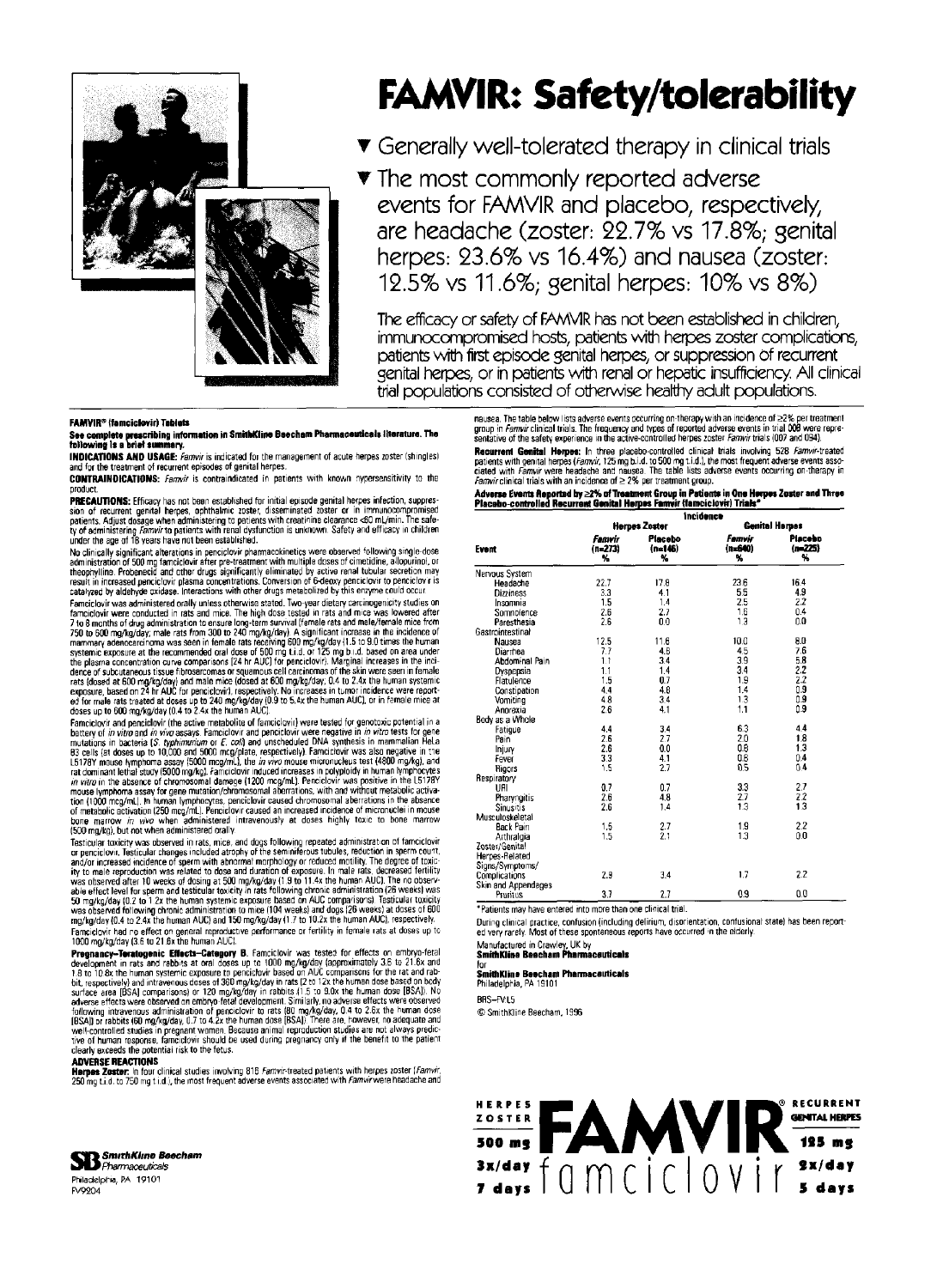# FAMVIR: Safety/tolerability

- Generally well-tolerated therapy in clinical trials
- The most commonly reported adverse events for FAMVIR and placebo, respectively, are headache (zoster: 22.7% vs 17.8%; genital herpes: 23.6% vs 16.4%) and nausea (zoster: 12.5% vs 11.6%; genital herpes: 10% vs 8%)

The efficacy or safety of FAMVIR has not been established in children, immunocompromised hosts, patients with herpes zoster complications, patients with first episode genital herpes, or suppression of recurrent genital herpes, or in patients with renal or hepatic insufficiency. All clinical trial populations consisted of otherwise healthy adult populations.

**FAMVIR® (famciclovir) Tablets**

**See complete prescribing information in SmithKline Beecham Pharmaceuticals literature. The following is a brief summary.**

**INDICATIONS AND USAGE:** *Famvir* is indicated for the management of acute herpes zoster (shingles) and for the treatment of recurrent episodes of genital herpes.

**CONTRAINDICATIONS:** *Famvir* is contraindicated in patients with known hypersensitivity to the product.

**PRECAUTIONS:** Efficacy has not been established for initial episode genital herpes infection, suppression of recurrent genital herpes, ophthalmic zoster, disseminated zoster or in immunocompromised patients. Adjust dosage when administering to patients with creatinine clearance <60 mL/min. The safety of administering *Famvir* to patients with renal dysfunction is unknown. Safety and efficacy in children under the age of 18 years have not been established.

No clinically significant alterations in penciclovir pharmacokinetics were observed following single-dose administration of 500 mg famciclovir after pre-treatment with multiple doses of cimetidine, allopurinol, or theophylline. Probenecid and other drugs significantly eliminated by active renal tubular secretion may result in increased penciclovir plasma concentrations. Conversion of 6-deoxy penciclovir to penciclovir is catalyzed by aldehyde oxidase. Interactions with other drugs metabolized by this enzyme could occur.

Famciclovir was administered orally unless otherwise stated. Two-year dietary carcinogenicity studies on famciclovir were conducted in rats and mice. The high dose tested in rats and mice was lowered after 7 to 8 months of drug administration to ensure long-term survival (female rats and male/female mice from 750 to 600 mg/kg/day; male rats from 300 to 240 mg/kg/day). A significant increase in the incidence of mammary adenocarcinoma was seen in female rats receiving 600 mg/kg/day (1.5 to 9.0 times the human systemic exposure at the recommended oral dose of 500 mg t.i.d. or 125 mg b.i.d. based on area under the plasma concentration curve comparisons [24 hr AUC] for penciclovir). Marginal increases in the incidence of subcutaneous tissue fibrosarcomas or squamous cell carcinomas of the skin were seen in female rats (dosed at 600 mg/kg/day) and male mice (dosed at 600 mg/kg/day; 0.4 to 2.4x the human systemic exposure, based on 24 hr AUC for penciclovir), respectively. No increases in tumor incidence were reported for male rats treated at doses up to 240 mg/kg/day (0.9 to 5.4x the human AUC), or in female mice at doses up to 600 mg/kg/day (0.4 to 2.4x the human AUC).

Famciclovir and penciclovir (the active metabolite of famciclovir) were tested for genotoxic potential in a battery of *in vitro* and *in vivo* assays. Famciclovir and penciclovir were negative in *in vitro* tests for gene mutations in bacteria (*S. typhimurium* or *E. coli*) and unscheduled DNA synthesis in mammalian HeLa 83 cells (at doses up to 10,000 and 5000 mcg/plate, respectively). Famciclovir was also negative in the L5178Y mouse lymphoma assay (5000 mcg/mL), the *in vivo* mouse micronucleus test (4800 mg/kg), and rat dominant lethal study (5000 mg/kg). Famciclovir induced increases in polyploidy in human lymphocytes *in vitro* in the absence of chromosomal damage (1200 mcg/mL). Penciclovir was positive in the L5178Y mouse lymphoma assay for gene mutation/chromosomal aberrations, with and without metabolic activation (1000 mcg/mL). In human lymphocytes, penciclovir caused chromosomal aberrations in the absence of metabolic activation (250 mcg/mL). Penciclovir caused an increased incidence of micronuclei in mouse bone marrow *in vivo* when administered intravenously at doses highly toxic to bone marrow (500 mg/kg), but not when administered orally.

Testicular toxicity was observed in rats, mice, and dogs following repeated administration of famciclovir or penciclovir. Testicular changes included atrophy of the seminiferous tubules, reduction in sperm count, and/or increased incidence of sperm with abnormal morphology or reduced motility. The degree of toxicity to male reproduction was related to dose and duration of exposure. In male rats, decreased fertility was observed after 10 weeks of dosing at 500 mg/kg/day (1.9 to 11.4x the human AUC). The no observable effect level for sperm and testicular toxicity in rats following chronic administration (26 weeks) was 50 mg/kg/day (0.2 to 1.2x the human systemic exposure based on AUC comparisons). Testicular toxicity was observed following chronic administration to mice (104 weeks) and dogs (26 weeks) at doses of 600 mg/kg/day (0.4 to 2.4x the human AUC) and 150 mg/kg/day (1.7 to 10.2x the human AUC), respectively.

Famciclovir had no effect on general reproductive performance or fertility in female rats at doses up to 1000 mg/kg/day (3.6 to 21.6x the human AUC).

**Pregnancy–Teratogenic Effects–Category B.** Famciclovir was tested for effects on embryo-fetal development in rats and rabbits at oral doses up to 1000 mg/kg/day (approximately 3.6 to 21.6x and 1.8 to 10.8x the human systemic exposure to penciclovir based on AUC comparisons for the rat and rabbit, respectively) and intravenous doses of 360 mg/kg/day in rats (2 to 12x the human dose based on body surface area [BSA] comparisons) or 120 mg/kg/day in rabbits (1.5 to 9.0x the human dose [BSA]). No adverse effects were observed on embryo-fetal development. Similarly, no adverse effects were observed following intravenous administration of penciclovir to rats (80 mg/kg/day, 0.4 to 2.6x the human dose [BSA]) or rabbits (60 mg/kg/day, 0.7 to 4.2x the human dose [BSA]). There are, however, no adequate and well-controlled studies in pregnant women. Because animal reproduction studies are not always predictive of human response, famciclovir should be used during pregnancy only if the benefit to the patient clearly exceeds the potential risk to the fetus.

**ADVERSE REACTIONS**

**Herpes Zoster:** In four clinical studies involving 816 *Famvir*-treated patients with herpes zoster (*Famvir*, 250 mg t.i.d. to 750 mg t.i.d.), the most frequent adverse events associated with *Famvir* were headache and nausea. The table below lists adverse events occurring on-therapy with an incidence of ≥2% per treatment group in *Famvir* clinical trials. The frequency and types of reported adverse events in trial 008 were representative of the safety experience in the active-controlled herpes zoster *Famvir* trials (007 and 094).

**Recurrent Genital Herpes:** In three placebo-controlled clinical trials involving 528 *Famvir*-treated patients with genital herpes (*Famvir*, 125 mg b.i.d. to 500 mg t.i.d.), the most frequent adverse events associated with *Famvir* were headache and nausea. The table lists adverse events occurring on-therapy in *Famvir* clinical trials with an incidence of ≥ 2% per treatment group.

**Adverse Events Reported by ≥2% of Treatment Group in Patients in One Herpes Zoster and Three Placebo-controlled Recurrent Genital Herpes Famvir (famciclovir) Trials***

| Event | Herpes Zoster | | Genital Herpes | |
|---|---|---|---|---|
| | *Famvir* (n=273) % | Placebo (n=146) % | *Famvir* (n=640) % | Placebo (n=225) % |
| **Nervous System** | | | | |
| Headache | 22.7 | 17.8 | 23.6 | 16.4 |
| Dizziness | 3.3 | 4.1 | 5.5 | 4.9 |
| Insomnia | 1.5 | 1.4 | 2.5 | 2.2 |
| Somnolence | 2.6 | 2.7 | 1.6 | 0.4 |
| Paresthesia | 2.6 | 0.0 | 1.3 | 0.0 |
| **Gastrointestinal** | | | | |
| Nausea | 12.5 | 11.6 | 10.0 | 8.0 |
| Diarrhea | 7.7 | 4.8 | 4.5 | 7.6 |
| Abdominal Pain | 1.1 | 3.4 | 3.9 | 5.8 |
| Dyspepsia | 1.1 | 1.4 | 3.4 | 2.2 |
| Flatulence | 1.5 | 0.7 | 1.9 | 2.2 |
| Constipation | 4.4 | 4.8 | 1.4 | 0.9 |
| Vomiting | 4.8 | 3.4 | 1.3 | 0.9 |
| Anorexia | 2.6 | 4.1 | 1.1 | 0.9 |
| **Body as a Whole** | | | | |
| Fatigue | 4.4 | 3.4 | 6.3 | 4.4 |
| Pain | 2.6 | 2.7 | 2.0 | 1.8 |
| Injury | 2.6 | 0.0 | 0.8 | 1.3 |
| Fever | 3.3 | 4.1 | 0.8 | 0.4 |
| Rigors | 1.5 | 2.7 | 0.5 | 0.4 |
| **Respiratory** | | | | |
| URI | 0.7 | 0.7 | 3.3 | 2.7 |
| Pharyngitis | 2.6 | 4.8 | 2.7 | 2.2 |
| Sinusitis | 2.6 | 1.4 | 1.3 | 1.3 |
| **Musculoskeletal** | | | | |
| Back Pain | 1.5 | 2.7 | 1.9 | 2.2 |
| Arthralgia | 1.5 | 2.1 | 1.3 | 0.0 |
| **Zoster/Genital Herpes-Related Signs/Symptoms/ Complications** | 2.9 | 3.4 | 1.7 | 2.2 |
| **Skin and Appendages** | | | | |
| Pruritus | 3.7 | 2.7 | 0.9 | 0.0 |

*Patients may have entered into more than one clinical trial.

During clinical practice, confusion (including delirium, disorientation, confusional state) has been reported very rarely. Most of these spontaneous reports have occurred in the elderly.

Manufactured in Crawley, UK by
**SmithKline Beecham Pharmaceuticals**
for
**SmithKline Beecham Pharmaceuticals**
Philadelphia, PA 19101

BRS–FV:L5

© SmithKline Beecham, 1996

**SB** *SmithKline Beecham Pharmaceuticals*
Philadelphia, PA 19101
FV9204

HERPES ZOSTER 500 mg 3x/day 7 days

**FAMVIR® famciclovir**

RECURRENT GENITAL HERPES 125 mg 2x/day 5 days